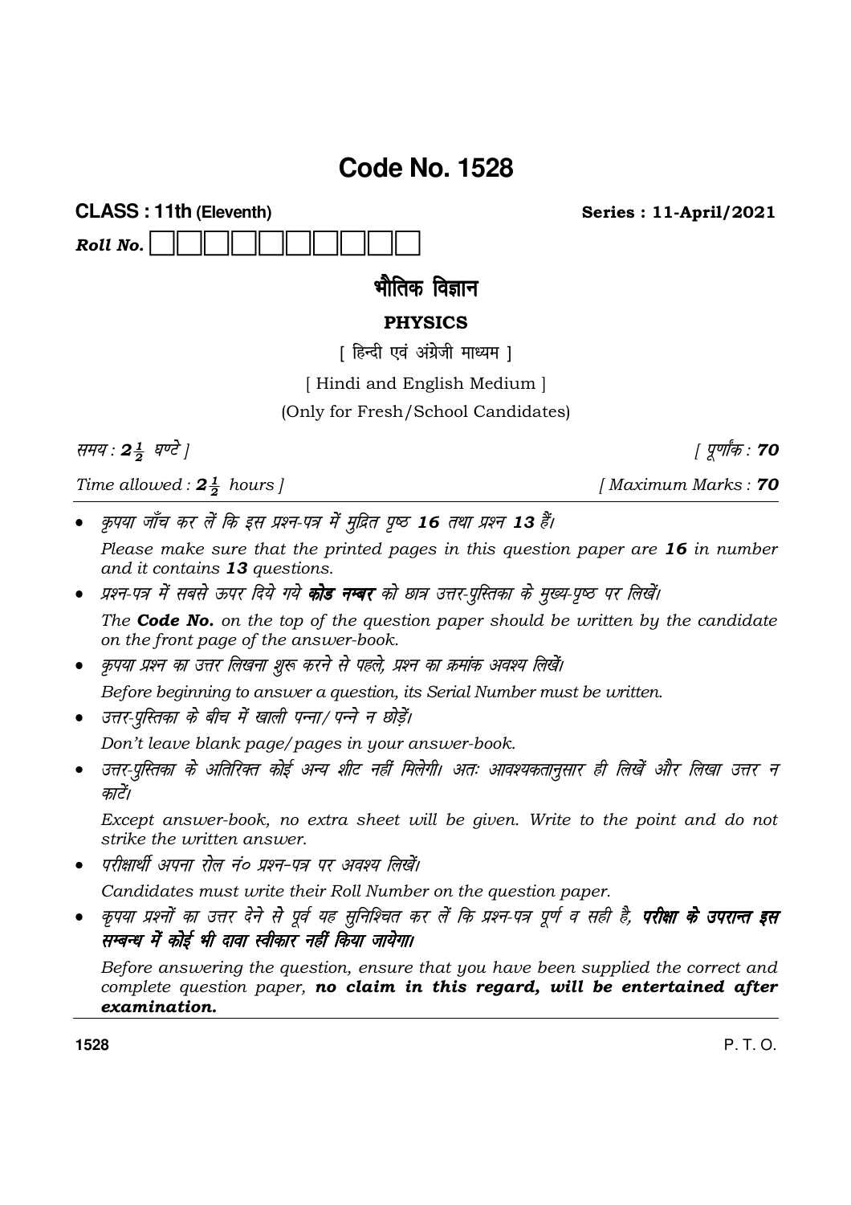# Code No. 1528

**CLASS : 11th (Eleventh)** **Series : 11-April/2021**

***Roll No.*** | | | | | | | | | | |

## भौतिक विज्ञान

### PHYSICS

[ हिन्दी एवं अंग्रेजी माध्यम ]

[ Hindi and English Medium ]

(Only for Fresh/School Candidates)

*समय : $2\frac{1}{2}$ घण्टे ]* *[ पूर्णांक : **70***

*Time allowed : $2\frac{1}{2}$ hours ]* *[ Maximum Marks : **70***

- *कृपया जाँच कर लें कि इस प्रश्न-पत्र में मुद्रित पृष्ठ **16** तथा प्रश्न **13** हैं।*

  *Please make sure that the printed pages in this question paper are **16** in number and it contains **13** questions.*

- *प्रश्न-पत्र में सबसे ऊपर दिये गये **कोड नम्बर** को छात्र उत्तर-पुस्तिका के मुख्य-पृष्ठ पर लिखें।*

  *The **Code No.** on the top of the question paper should be written by the candidate on the front page of the answer-book.*

- *कृपया प्रश्न का उत्तर लिखना शुरू करने से पहले, प्रश्न का क्रमांक अवश्य लिखें।*

  *Before beginning to answer a question, its Serial Number must be written.*

- *उत्तर-पुस्तिका के बीच में खाली पन्ना/पन्ने न छोड़ें।*

  *Don't leave blank page/pages in your answer-book.*

- *उत्तर-पुस्तिका के अतिरिक्त कोई अन्य शीट नहीं मिलेगी। अतः आवश्यकतानुसार ही लिखें और लिखा उत्तर न काटें।*

  *Except answer-book, no extra sheet will be given. Write to the point and do not strike the written answer.*

- *परीक्षार्थी अपना रोल नं० प्रश्न-पत्र पर अवश्य लिखें।*

  *Candidates must write their Roll Number on the question paper.*

- *कृपया प्रश्नों का उत्तर देने से पूर्व यह सुनिश्चित कर लें कि प्रश्न-पत्र पूर्ण व सही है, **परीक्षा के उपरान्त इस सम्बन्ध में कोई भी दावा स्वीकार नहीं किया जायेगा।***

  *Before answering the question, ensure that you have been supplied the correct and complete question paper, **no claim in this regard, will be entertained after examination.***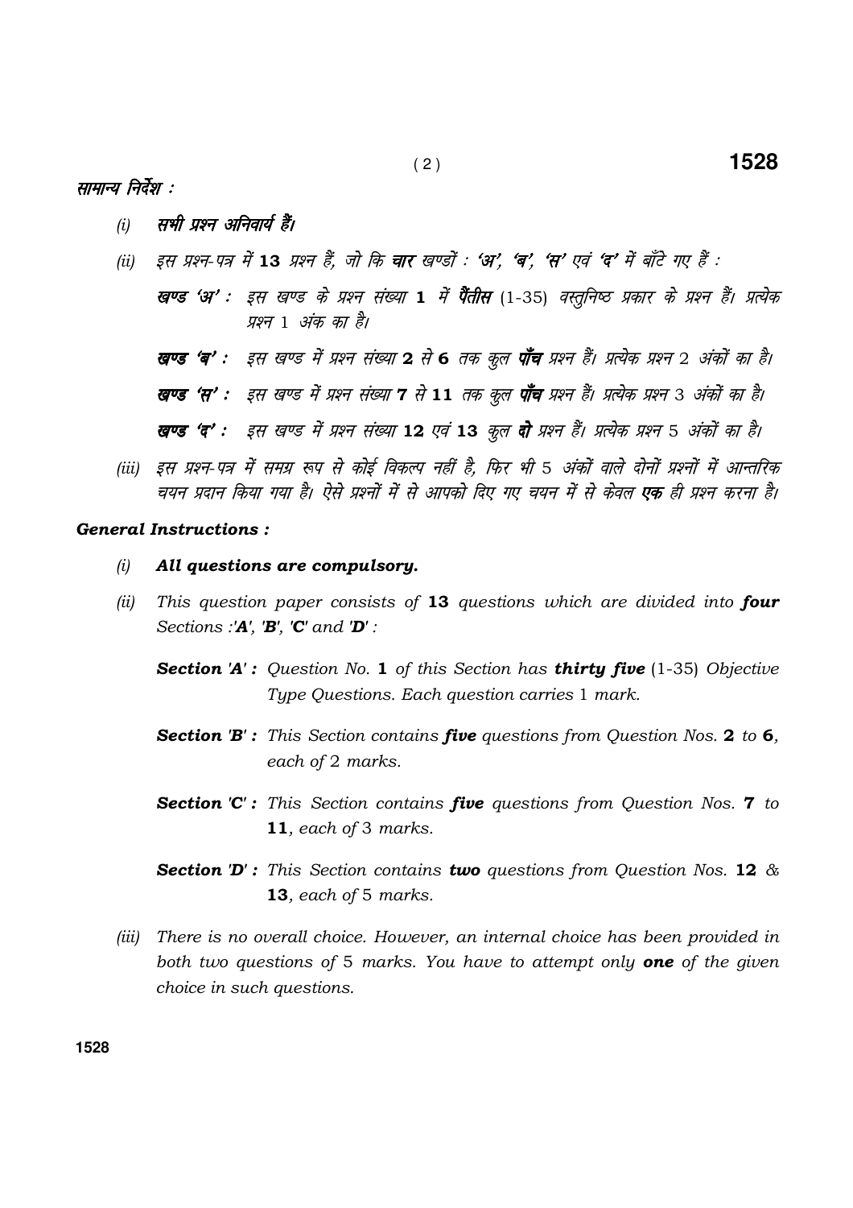## सामान्य निर्देश :

*(i)* **सभी प्रश्न अनिवार्य हैं।**

*(ii)* इस प्रश्न-पत्र में **13** प्रश्न हैं, जो कि **चार** खण्डों : **'अ'**, **'ब'**, **'स'** एवं **'द'** में बाँटे गए हैं :

**खण्ड 'अ' :** इस खण्ड के प्रश्न संख्या **1** में **पैंतीस** (1-35) वस्तुनिष्ठ प्रकार के प्रश्न हैं। प्रत्येक प्रश्न 1 अंक का है।

**खण्ड 'ब' :** इस खण्ड में प्रश्न संख्या **2** से **6** तक कुल **पाँच** प्रश्न हैं। प्रत्येक प्रश्न 2 अंकों का है।

**खण्ड 'स' :** इस खण्ड में प्रश्न संख्या **7** से **11** तक कुल **पाँच** प्रश्न हैं। प्रत्येक प्रश्न 3 अंकों का है।

**खण्ड 'द' :** इस खण्ड में प्रश्न संख्या **12** एवं **13** कुल **दो** प्रश्न हैं। प्रत्येक प्रश्न 5 अंकों का है।

*(iii)* इस प्रश्न-पत्र में समग्र रूप से कोई विकल्प नहीं है, फिर भी 5 अंकों वाले दोनों प्रश्नों में आन्तरिक चयन प्रदान किया गया है। ऐसे प्रश्नों में से आपको दिए गए चयन में से केवल **एक** ही प्रश्न करना है।

## General Instructions :

*(i)* ***All questions are compulsory.***

*(ii)* *This question paper consists of **13** questions which are divided into **four** Sections :'**A**', '**B**', '**C**' and '**D**' :*

***Section 'A' :*** *Question No. **1** of this Section has **thirty five** (1-35) Objective Type Questions. Each question carries 1 mark.*

***Section 'B' :*** *This Section contains **five** questions from Question Nos. **2** to **6**, each of 2 marks.*

***Section 'C' :*** *This Section contains **five** questions from Question Nos. **7** to **11**, each of 3 marks.*

***Section 'D' :*** *This Section contains **two** questions from Question Nos. **12** & **13**, each of 5 marks.*

*(iii)* *There is no overall choice. However, an internal choice has been provided in both two questions of 5 marks. You have to attempt only **one** of the given choice in such questions.*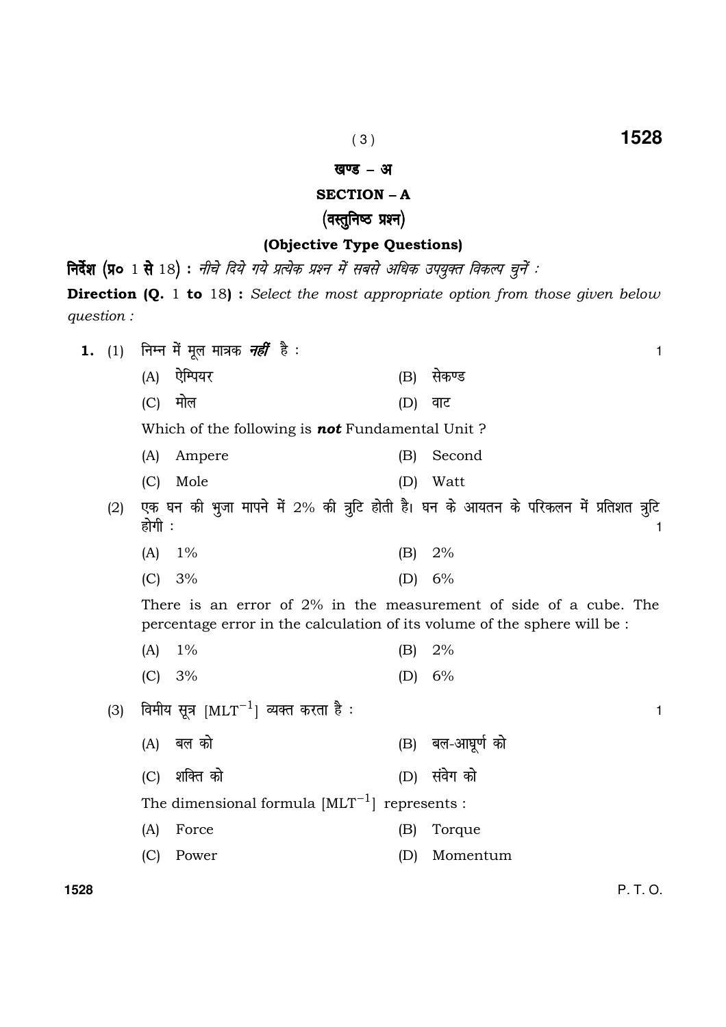## खण्ड – अ

## SECTION – A

### (वस्तुनिष्ठ प्रश्न)

### (Objective Type Questions)

**निर्देश (प्र० 1 से 18) :** *नीचे दिये गये प्रत्येक प्रश्न में सबसे अधिक उपयुक्त विकल्प चुनें :*

**Direction (Q. 1 to 18) :** *Select the most appropriate option from those given below question :*

**1.** (1) निम्न में मूल मात्रक ***नहीं*** है : 1

(A) ऐम्पियर (B) सेकण्ड

(C) मोल (D) वाट

Which of the following is ***not*** Fundamental Unit ?

(A) Ampere (B) Second

(C) Mole (D) Watt

(2) एक घन की भुजा मापने में 2% की त्रुटि होती है। घन के आयतन के परिकलन में प्रतिशत त्रुटि होगी : 1

(A) 1% (B) 2%

(C) 3% (D) 6%

There is an error of 2% in the measurement of side of a cube. The percentage error in the calculation of its volume of the sphere will be :

(A) 1% (B) 2%

(C) 3% (D) 6%

(3) विमीय सूत्र $[MLT^{-1}]$ व्यक्त करता है : 1

(A) बल को (B) बल-आघूर्ण को

(C) शक्ति को (D) संवेग को

The dimensional formula $[MLT^{-1}]$ represents :

(A) Force (B) Torque

(C) Power (D) Momentum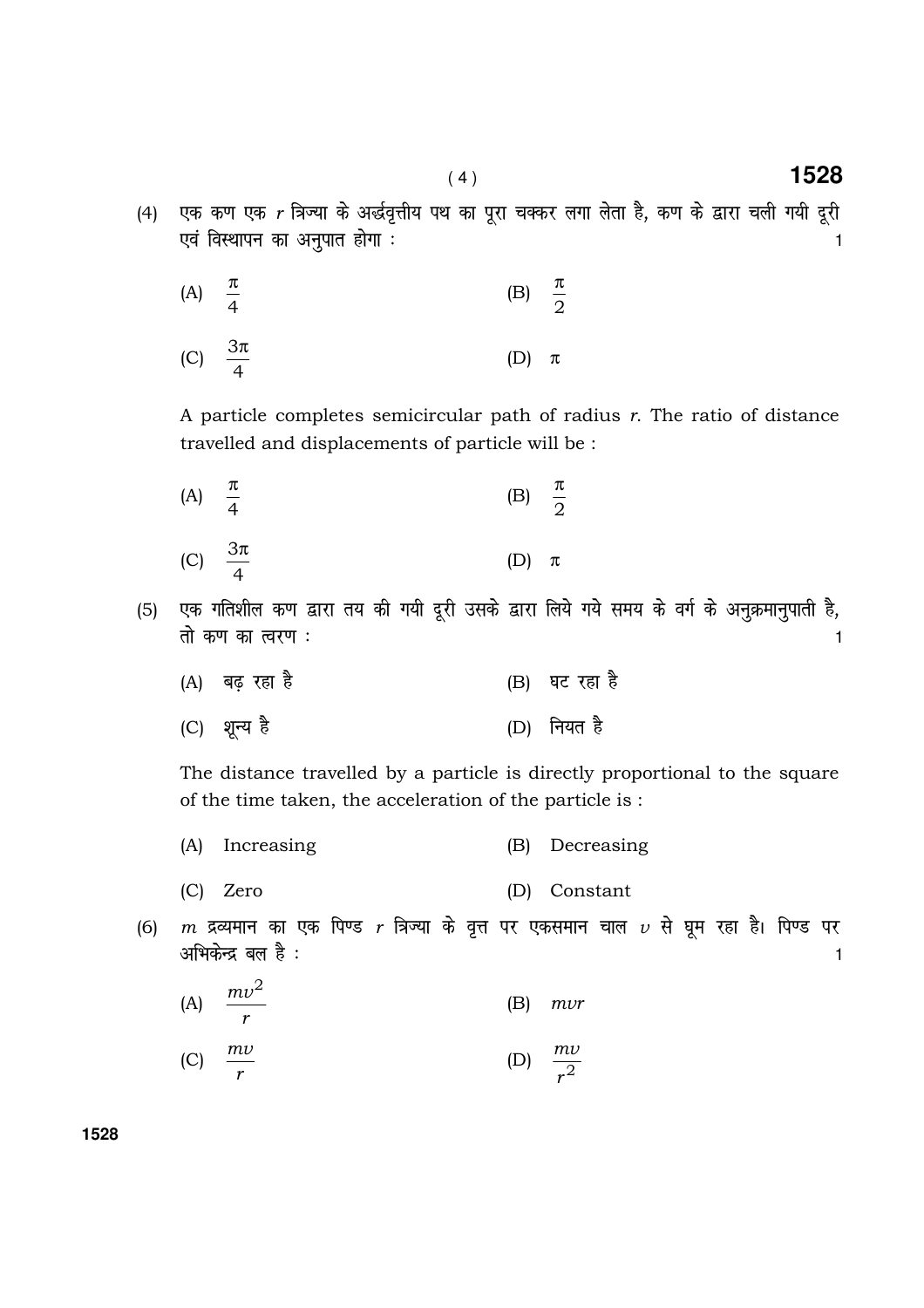(4) एक कण एक $r$ त्रिज्या के अर्द्धवृत्तीय पथ का पूरा चक्कर लगा लेता है, कण के द्वारा चली गयी दूरी एवं विस्थापन का अनुपात होगा : 1

(A) $\frac{\pi}{4}$ (B) $\frac{\pi}{2}$

(C) $\frac{3\pi}{4}$ (D) $\pi$

A particle completes semicircular path of radius $r$. The ratio of distance travelled and displacements of particle will be :

(A) $\frac{\pi}{4}$ (B) $\frac{\pi}{2}$

(C) $\frac{3\pi}{4}$ (D) $\pi$

(5) एक गतिशील कण द्वारा तय की गयी दूरी उसके द्वारा लिये गये समय के वर्ग के अनुक्रमानुपाती है, तो कण का त्वरण : 1

(A) बढ़ रहा है (B) घट रहा है

(C) शून्य है (D) नियत है

The distance travelled by a particle is directly proportional to the square of the time taken, the acceleration of the particle is :

(A) Increasing (B) Decreasing

(C) Zero (D) Constant

(6) $m$ द्रव्यमान का एक पिण्ड $r$ त्रिज्या के वृत्त पर एकसमान चाल $v$ से घूम रहा है। पिण्ड पर अभिकेन्द्र बल है : 1

(A) $\frac{mv^2}{r}$ (B) $mvr$

(C) $\frac{mv}{r}$ (D) $\frac{mv}{r^2}$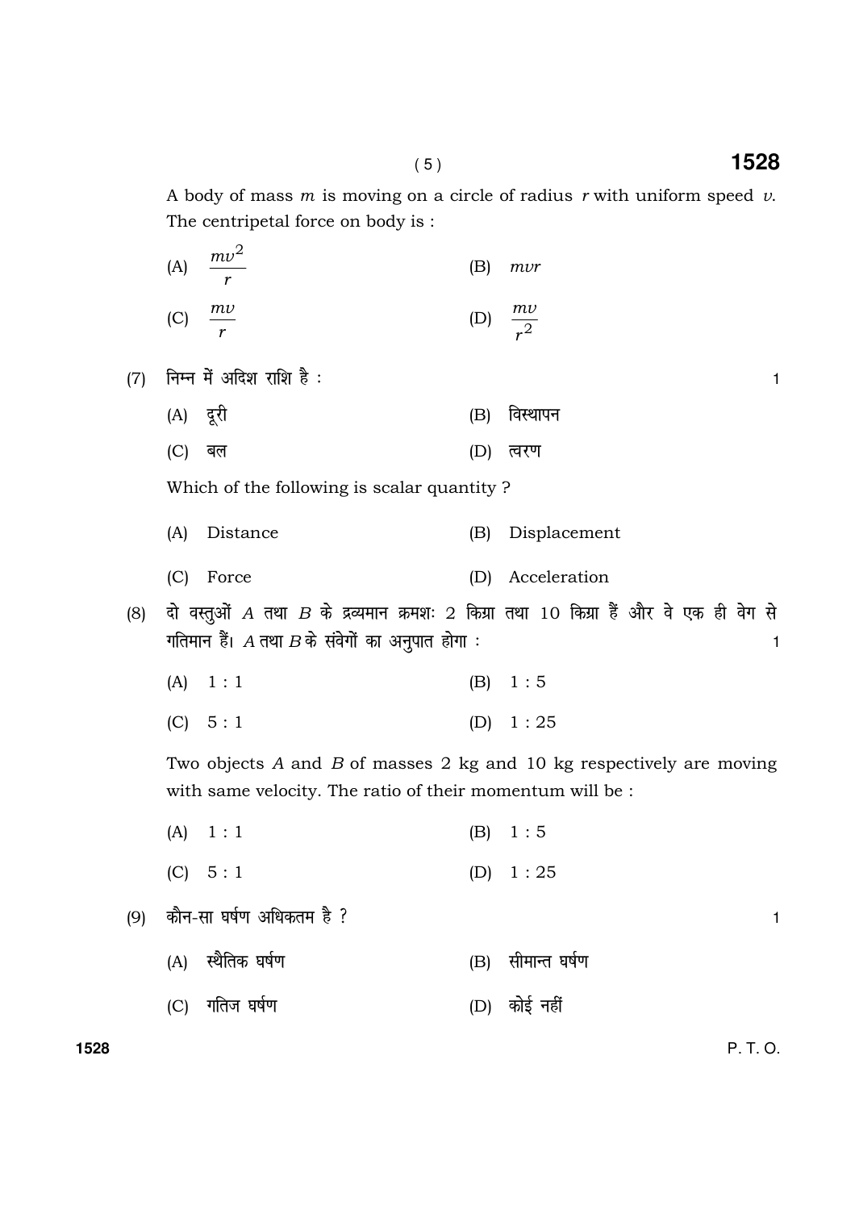A body of mass $m$ is moving on a circle of radius $r$ with uniform speed $v$. The centripetal force on body is :

(A) $\frac{mv^2}{r}$ (B) $mvr$

(C) $\frac{mv}{r}$ (D) $\frac{mv}{r^2}$

(7) निम्न में अदिश राशि है : 1

(A) दूरी (B) विस्थापन

(C) बल (D) त्वरण

Which of the following is scalar quantity ?

(A) Distance (B) Displacement

(C) Force (D) Acceleration

(8) दो वस्तुओं $A$ तथा $B$ के द्रव्यमान क्रमशः 2 किग्रा तथा 10 किग्रा हैं और वे एक ही वेग से गतिमान हैं। $A$ तथा $B$ के संवेगों का अनुपात होगा : 1

(A) 1 : 1 (B) 1 : 5

(C) 5 : 1 (D) 1 : 25

Two objects $A$ and $B$ of masses 2 kg and 10 kg respectively are moving with same velocity. The ratio of their momentum will be :

(A) 1 : 1 (B) 1 : 5

(C) 5 : 1 (D) 1 : 25

(9) कौन-सा घर्षण अधिकतम है ? 1

(A) स्थैतिक घर्षण (B) सीमान्त घर्षण

(C) गतिज घर्षण (D) कोई नहीं

P. T. O.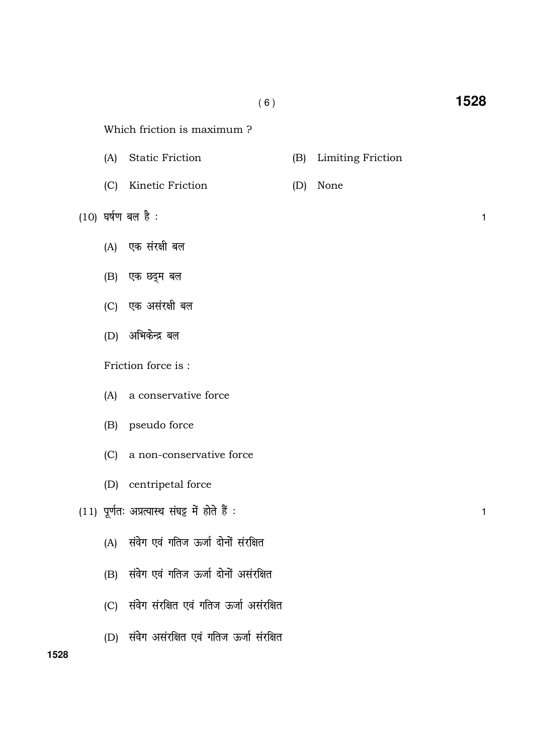Which friction is maximum ?

(A) Static Friction (B) Limiting Friction

(C) Kinetic Friction (D) None

(10) घर्षण बल है : 1

(A) एक संरक्षी बल

(B) एक छद्म बल

(C) एक असंरक्षी बल

(D) अभिकेन्द्र बल

Friction force is :

(A) a conservative force

(B) pseudo force

(C) a non-conservative force

(D) centripetal force

(11) पूर्णतः अप्रत्यास्थ संघट्ट में होते हैं : 1

(A) संवेग एवं गतिज ऊर्जा दोनों संरक्षित

(B) संवेग एवं गतिज ऊर्जा दोनों असंरक्षित

(C) संवेग संरक्षित एवं गतिज ऊर्जा असंरक्षित

(D) संवेग असंरक्षित एवं गतिज ऊर्जा संरक्षित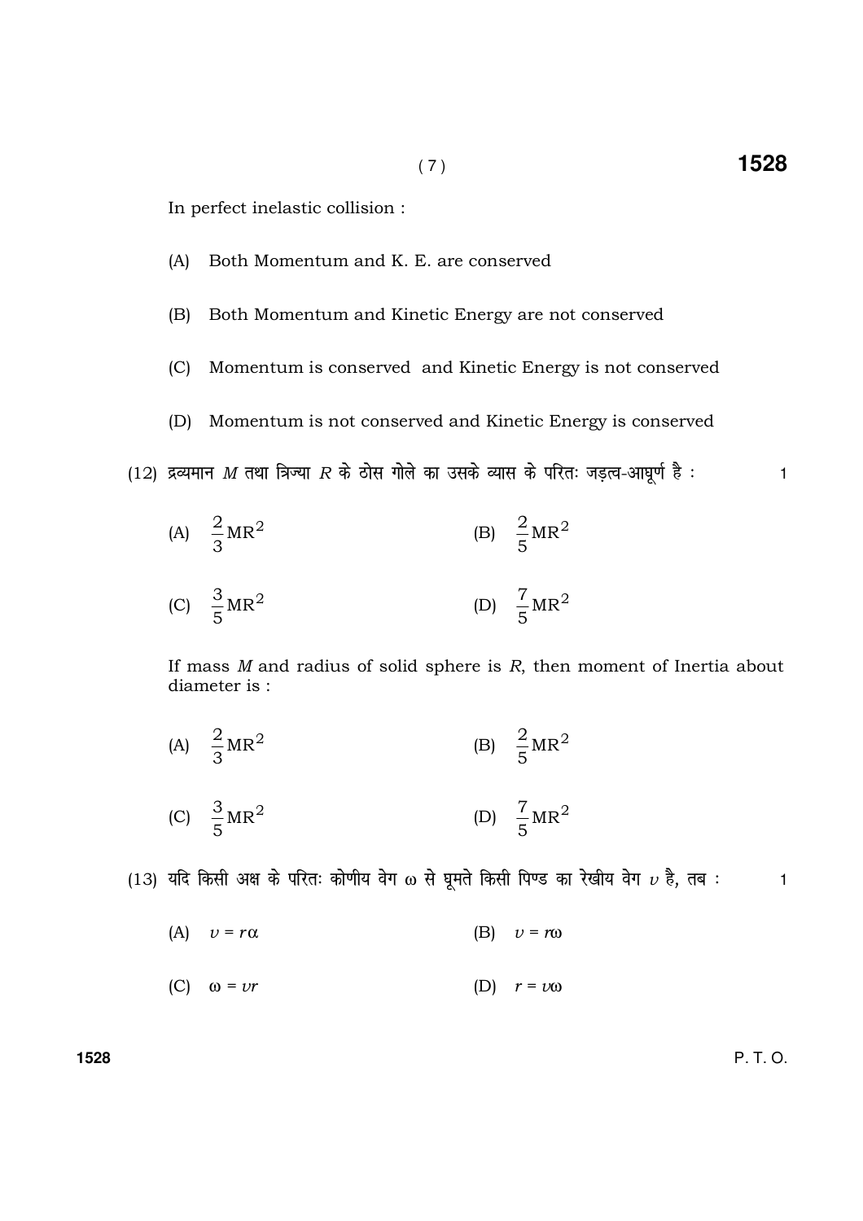In perfect inelastic collision :

(A) Both Momentum and K. E. are conserved

(B) Both Momentum and Kinetic Energy are not conserved

(C) Momentum is conserved and Kinetic Energy is not conserved

(D) Momentum is not conserved and Kinetic Energy is conserved

(12) द्रव्यमान $M$ तथा त्रिज्या $R$ के ठोस गोले का उसके व्यास के परितः जड़त्व-आघूर्ण है : 1

(A) $\frac{2}{3}MR^2$ (B) $\frac{2}{5}MR^2$

(C) $\frac{3}{5}MR^2$ (D) $\frac{7}{5}MR^2$

If mass $M$ and radius of solid sphere is $R$, then moment of Inertia about diameter is :

(A) $\frac{2}{3}MR^2$ (B) $\frac{2}{5}MR^2$

(C) $\frac{3}{5}MR^2$ (D) $\frac{7}{5}MR^2$

(13) यदि किसी अक्ष के परितः कोणीय वेग $\omega$ से घूमते किसी पिण्ड का रेखीय वेग $v$ है, तब : 1

(A) $v = r\alpha$ (B) $v = r\omega$

(C) $\omega = vr$ (D) $r = v\omega$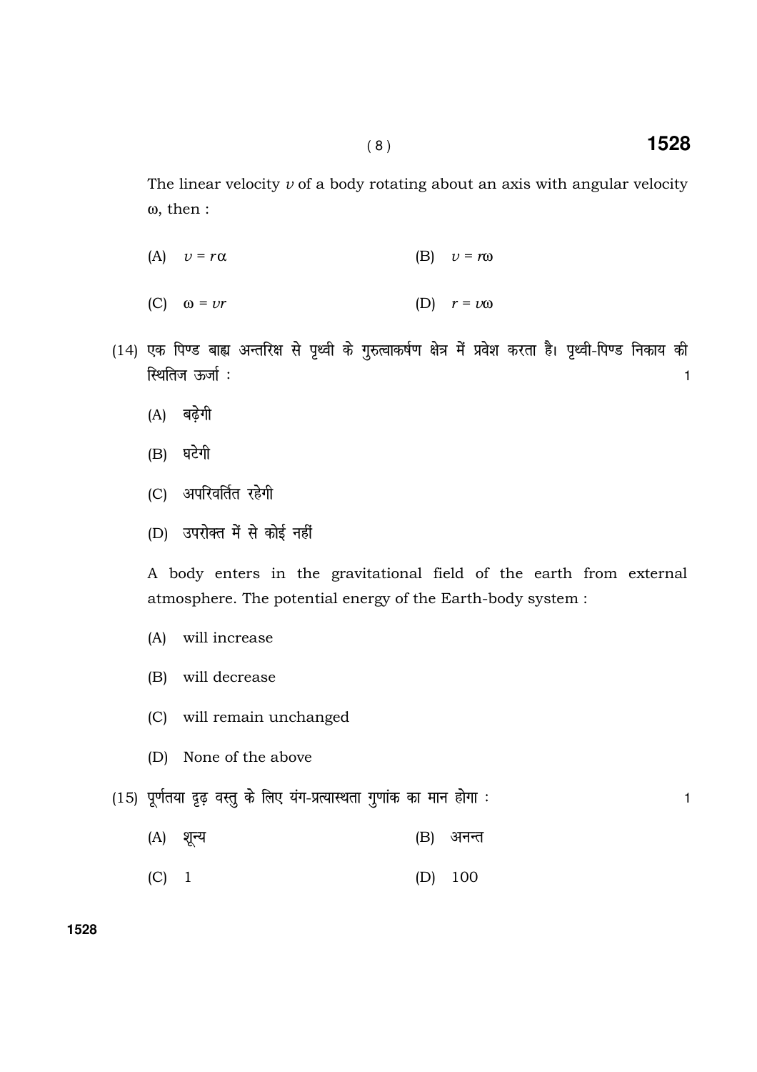The linear velocity $v$ of a body rotating about an axis with angular velocity $\omega$, then :

(A) $v = r\alpha$ (B) $v = r\omega$

(C) $\omega = vr$ (D) $r = v\omega$

(14) एक पिण्ड बाह्य अन्तरिक्ष से पृथ्वी के गुरुत्वाकर्षण क्षेत्र में प्रवेश करता है। पृथ्वी-पिण्ड निकाय की स्थितिज ऊर्जा : 1

(A) बढ़ेगी

(B) घटेगी

(C) अपरिवर्तित रहेगी

(D) उपरोक्त में से कोई नहीं

A body enters in the gravitational field of the earth from external atmosphere. The potential energy of the Earth-body system :

(A) will increase

(B) will decrease

(C) will remain unchanged

(D) None of the above

(15) पूर्णतया दृढ़ वस्तु के लिए यंग-प्रत्यास्थता गुणांक का मान होगा : 1

(A) शून्य (B) अनन्त

(C) 1 (D) 100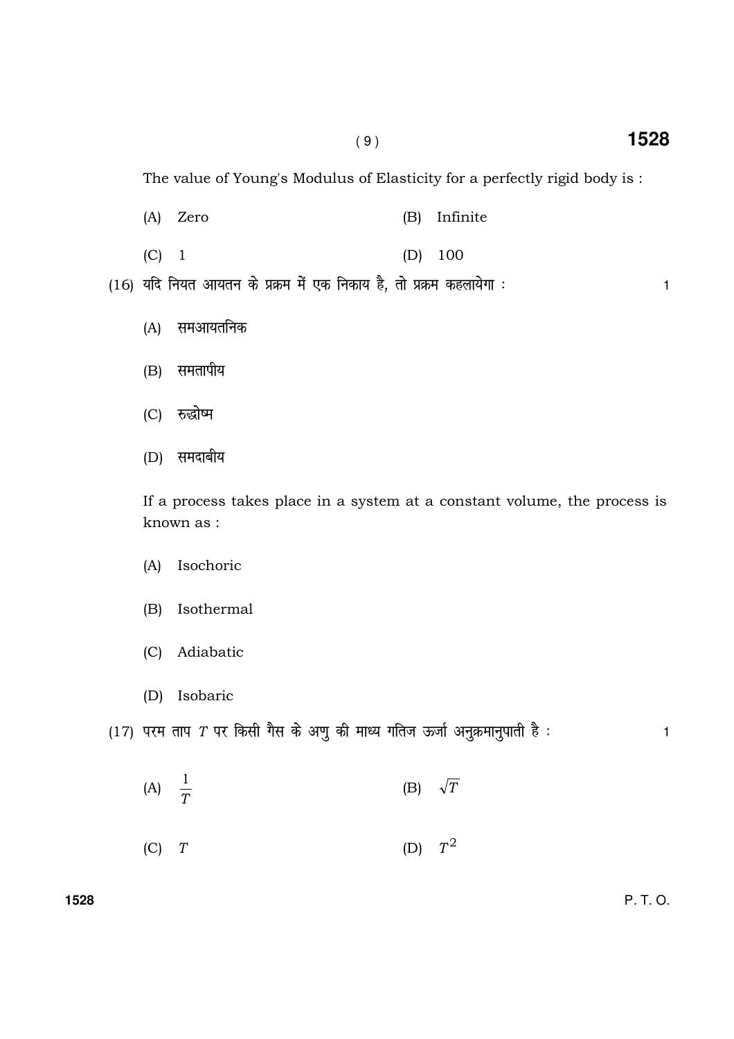The value of Young's Modulus of Elasticity for a perfectly rigid body is :

(A) Zero (B) Infinite

(C) 1 (D) 100

(16) यदि नियत आयतन के प्रक्रम में एक निकाय है, तो प्रक्रम कहलायेगा : 1

(A) समआयतनिक

(B) समतापीय

(C) रुद्धोष्म

(D) समदाबीय

If a process takes place in a system at a constant volume, the process is known as :

(A) Isochoric

(B) Isothermal

(C) Adiabatic

(D) Isobaric

(17) परम ताप $T$ पर किसी गैस के अणु की माध्य गतिज ऊर्जा अनुक्रमानुपाती है : 1

(A) $\frac{1}{T}$ (B) $\sqrt{T}$

(C) $T$ (D) $T^2$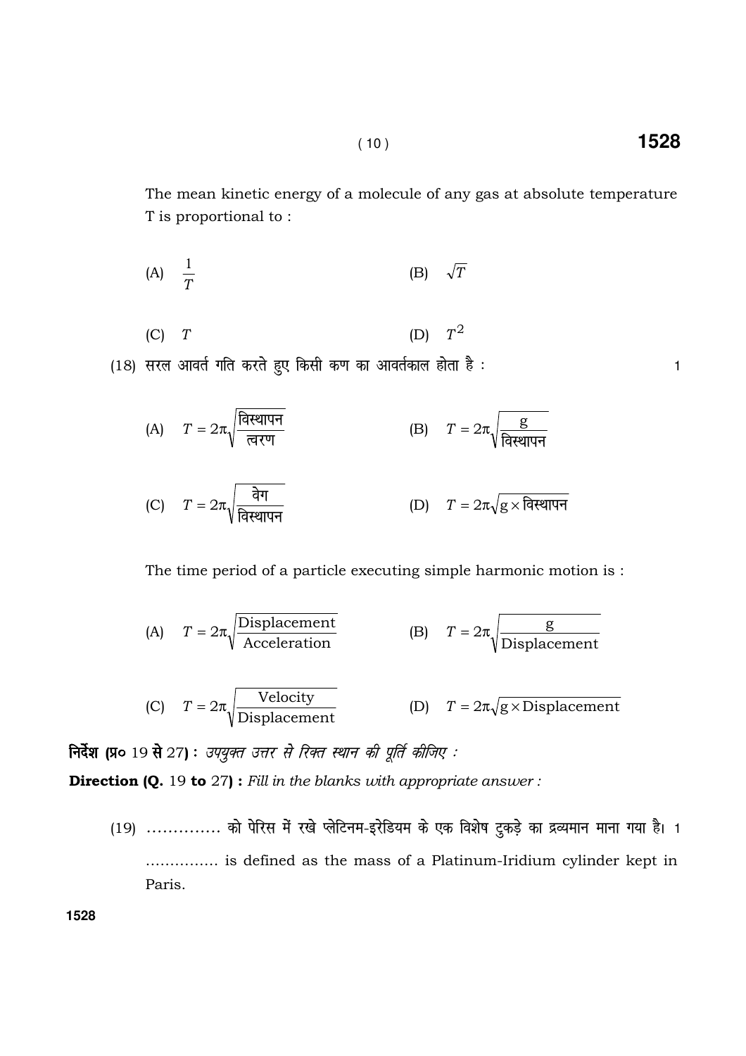The mean kinetic energy of a molecule of any gas at absolute temperature T is proportional to :

(A) $\frac{1}{T}$ (B) $\sqrt{T}$

(C) $T$ (D) $T^2$

(18) सरल आवर्त गति करते हुए किसी कण का आवर्तकाल होता है : 1

(A) $T = 2\pi\sqrt{\frac{\text{विस्थापन}}{\text{त्वरण}}}$ (B) $T = 2\pi\sqrt{\frac{g}{\text{विस्थापन}}}$

(C) $T = 2\pi\sqrt{\frac{\text{वेग}}{\text{विस्थापन}}}$ (D) $T = 2\pi\sqrt{g \times \text{विस्थापन}}$

The time period of a particle executing simple harmonic motion is :

(A) $T = 2\pi\sqrt{\frac{\text{Displacement}}{\text{Acceleration}}}$ (B) $T = 2\pi\sqrt{\frac{g}{\text{Displacement}}}$

(C) $T = 2\pi\sqrt{\frac{\text{Velocity}}{\text{Displacement}}}$ (D) $T = 2\pi\sqrt{g \times \text{Displacement}}$

**निर्देश (प्र० 19 से 27) :** *उपयुक्त उत्तर से रिक्त स्थान की पूर्ति कीजिए :*

**Direction (Q. 19 to 27) :** *Fill in the blanks with appropriate answer :*

(19) .............. को पेरिस में रखे प्लेटिनम-इरेडियम के एक विशेष टुकड़े का द्रव्यमान माना गया है। 1

............... is defined as the mass of a Platinum-Iridium cylinder kept in Paris.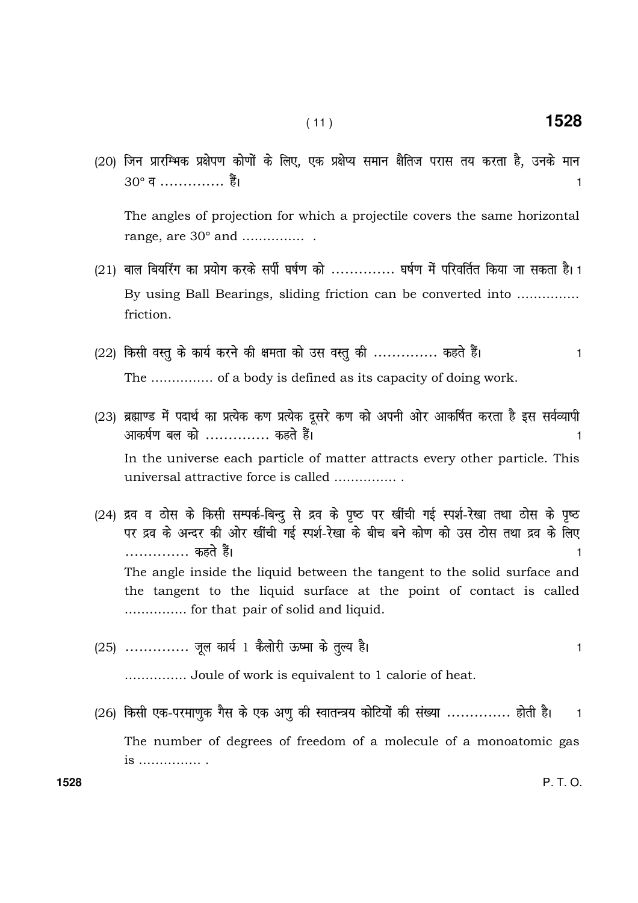(20) जिन प्रारम्भिक प्रक्षेपण कोणों के लिए, एक प्रक्षेप्य समान क्षैतिज परास तय करता है, उनके मान 30° व .............. हैं। 1

The angles of projection for which a projectile covers the same horizontal range, are 30° and ............... .

(21) बाल बियरिंग का प्रयोग करके सर्पी घर्षण को .............. घर्षण में परिवर्तित किया जा सकता है। 1

By using Ball Bearings, sliding friction can be converted into ............... friction.

(22) किसी वस्तु के कार्य करने की क्षमता को उस वस्तु की .............. कहते हैं। 1

The ............... of a body is defined as its capacity of doing work.

(23) ब्रह्माण्ड में पदार्थ का प्रत्येक कण प्रत्येक दूसरे कण को अपनी ओर आकर्षित करता है इस सर्वव्यापी आकर्षण बल को .............. कहते हैं। 1

In the universe each particle of matter attracts every other particle. This universal attractive force is called ............... .

(24) द्रव व ठोस के किसी सम्पर्क-बिन्दु से द्रव के पृष्ठ पर खींची गई स्पर्श-रेखा तथा ठोस के पृष्ठ पर द्रव के अन्दर की ओर खींची गई स्पर्श-रेखा के बीच बने कोण को उस ठोस तथा द्रव के लिए .............. कहते हैं। 1

The angle inside the liquid between the tangent to the solid surface and the tangent to the liquid surface at the point of contact is called ............... for that pair of solid and liquid.

(25) .............. जूल कार्य 1 कैलोरी ऊष्मा के तुल्य है। 1

............... Joule of work is equivalent to 1 calorie of heat.

(26) किसी एक-परमाणुक गैस के एक अणु की स्वातन्त्र्य कोटियों की संख्या .............. होती है। 1

The number of degrees of freedom of a molecule of a monoatomic gas is ............... .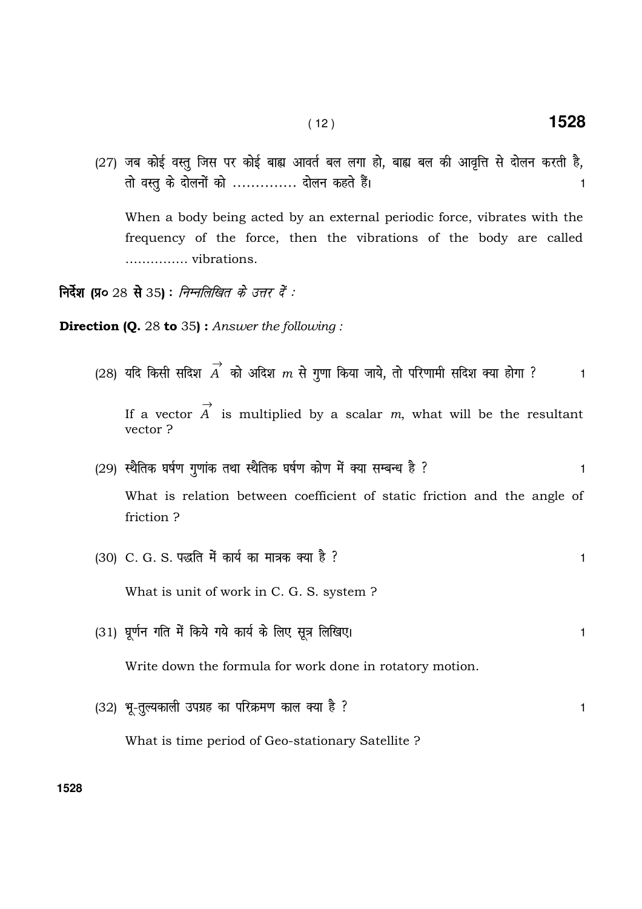(27) जब कोई वस्तु जिस पर कोई बाह्य आवर्त बल लगा हो, बाह्य बल की आवृत्ति से दोलन करती है, तो वस्तु के दोलनों को .............. दोलन कहते हैं। 1

When a body being acted by an external periodic force, vibrates with the frequency of the force, then the vibrations of the body are called ............... vibrations.

**निर्देश (प्र० 28 से 35) :** *निम्नलिखित के उत्तर दें :*

**Direction (Q. 28 to 35) :** *Answer the following :*

(28) यदि किसी सदिश $\vec{A}$ को अदिश $m$ से गुणा किया जाये, तो परिणामी सदिश क्या होगा ? 1

If a vector $\vec{A}$ is multiplied by a scalar $m$, what will be the resultant vector ?

(29) स्थैतिक घर्षण गुणांक तथा स्थैतिक घर्षण कोण में क्या सम्बन्ध है ? 1

What is relation between coefficient of static friction and the angle of friction ?

(30) C. G. S. पद्धति में कार्य का मात्रक क्या है ? 1

What is unit of work in C. G. S. system ?

(31) घूर्णन गति में किये गये कार्य के लिए सूत्र लिखिए। 1

Write down the formula for work done in rotatory motion.

(32) भू-तुल्यकाली उपग्रह का परिक्रमण काल क्या है ? 1

What is time period of Geo-stationary Satellite ?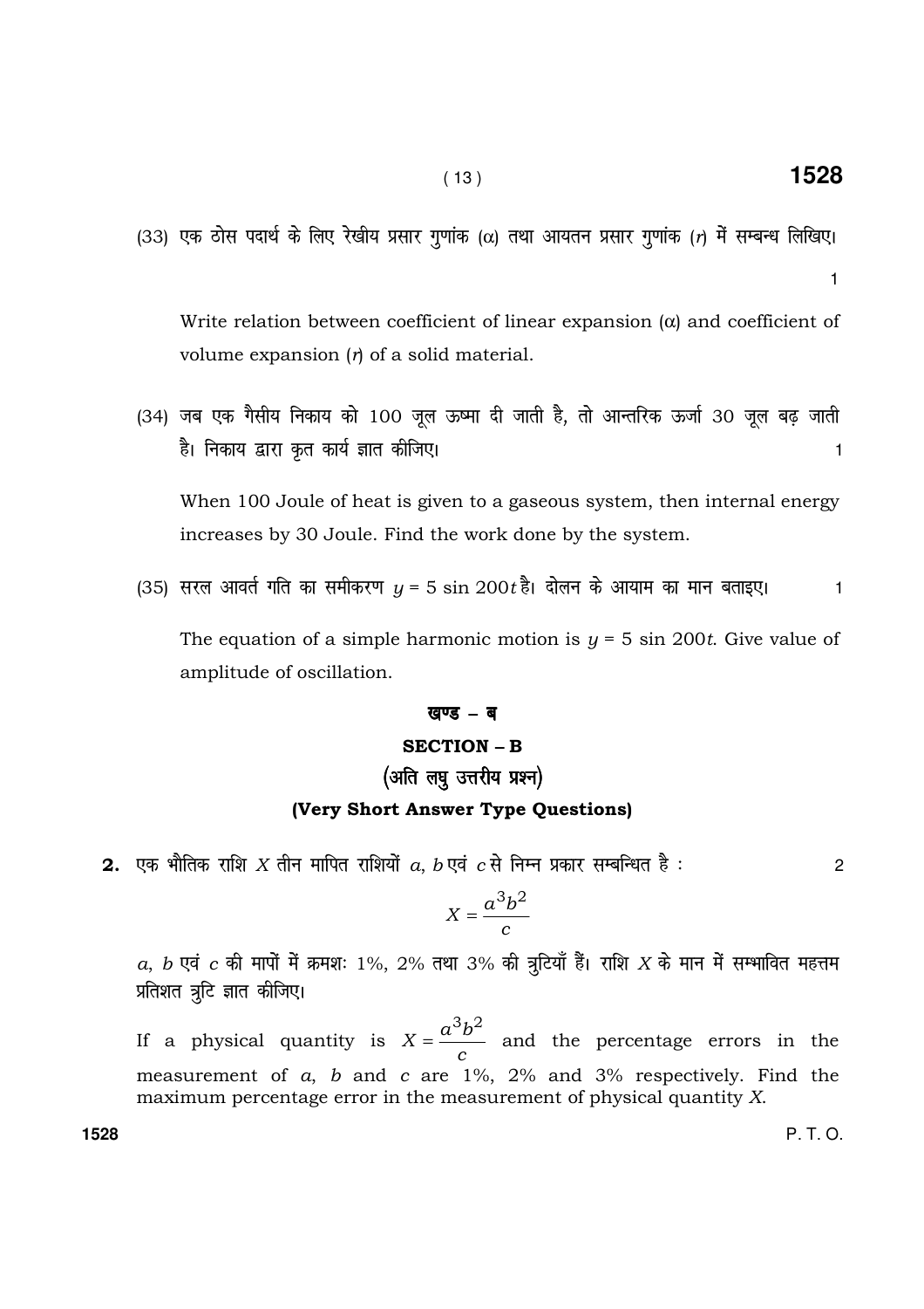(33) एक ठोस पदार्थ के लिए रेखीय प्रसार गुणांक ($\alpha$) तथा आयतन प्रसार गुणांक ($r$) में सम्बन्ध लिखिए। 1

Write relation between coefficient of linear expansion ($\alpha$) and coefficient of volume expansion ($r$) of a solid material.

(34) जब एक गैसीय निकाय को 100 जूल ऊष्मा दी जाती है, तो आन्तरिक ऊर्जा 30 जूल बढ़ जाती है। निकाय द्वारा कृत कार्य ज्ञात कीजिए। 1

When 100 Joule of heat is given to a gaseous system, then internal energy increases by 30 Joule. Find the work done by the system.

(35) सरल आवर्त गति का समीकरण $y = 5 \sin 200t$ है। दोलन के आयाम का मान बताइए। 1

The equation of a simple harmonic motion is $y = 5 \sin 200t$. Give value of amplitude of oscillation.

## खण्ड – ब

## SECTION – B

### (अति लघु उत्तरीय प्रश्न)

### (Very Short Answer Type Questions)

**2.** एक भौतिक राशि $X$ तीन मापित राशियों $a$, $b$ एवं $c$ से निम्न प्रकार सम्बन्धित है : 2

$$X = \frac{a^3 b^2}{c}$$

$a$, $b$ एवं $c$ की मापों में क्रमशः 1%, 2% तथा 3% की त्रुटियाँ हैं। राशि $X$ के मान में सम्भावित महत्तम प्रतिशत त्रुटि ज्ञात कीजिए।

If a physical quantity is $X = \frac{a^3 b^2}{c}$ and the percentage errors in the measurement of $a$, $b$ and $c$ are 1%, 2% and 3% respectively. Find the maximum percentage error in the measurement of physical quantity $X$.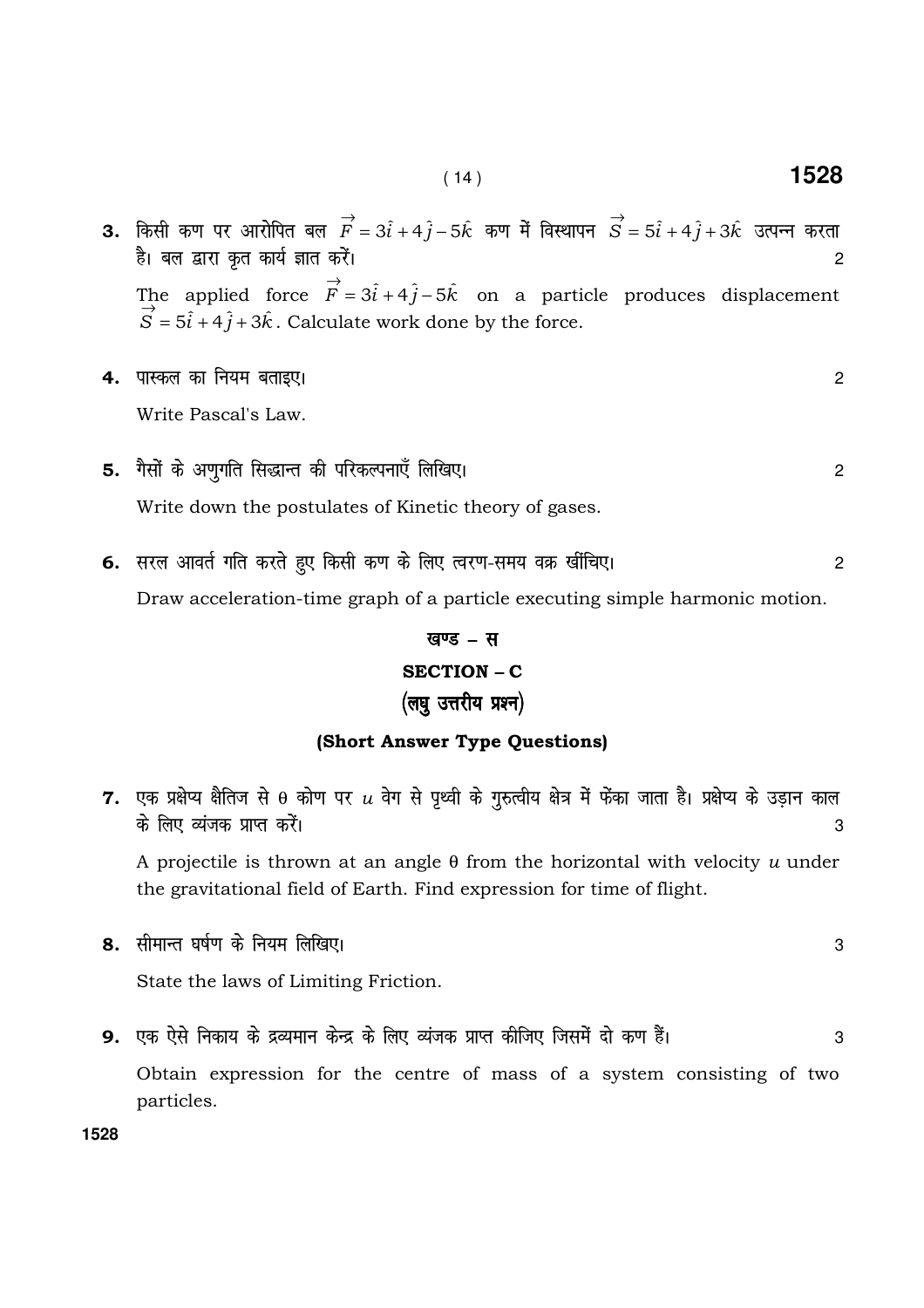**3.** किसी कण पर आरोपित बल $\vec{F} = 3\hat{i} + 4\hat{j} - 5\hat{k}$ कण में विस्थापन $\vec{S} = 5\hat{i} + 4\hat{j} + 3\hat{k}$ उत्पन्न करता है। बल द्वारा कृत कार्य ज्ञात करें। 2

The applied force $\vec{F} = 3\hat{i} + 4\hat{j} - 5\hat{k}$ on a particle produces displacement $\vec{S} = 5\hat{i} + 4\hat{j} + 3\hat{k}$. Calculate work done by the force.

**4.** पास्कल का नियम बताइए। 2

Write Pascal's Law.

**5.** गैसों के अणुगति सिद्धान्त की परिकल्पनाएँ लिखिए। 2

Write down the postulates of Kinetic theory of gases.

**6.** सरल आवर्त गति करते हुए किसी कण के लिए त्वरण-समय वक्र खींचिए। 2

Draw acceleration-time graph of a particle executing simple harmonic motion.

## खण्ड – स

## SECTION – C

### (लघु उत्तरीय प्रश्न)

### (Short Answer Type Questions)

**7.** एक प्रक्षेप्य क्षैतिज से θ कोण पर $u$ वेग से पृथ्वी के गुरुत्वीय क्षेत्र में फेंका जाता है। प्रक्षेप्य के उड़ान काल के लिए व्यंजक प्राप्त करें। 3

A projectile is thrown at an angle θ from the horizontal with velocity $u$ under the gravitational field of Earth. Find expression for time of flight.

**8.** सीमान्त घर्षण के नियम लिखिए। 3

State the laws of Limiting Friction.

**9.** एक ऐसे निकाय के द्रव्यमान केन्द्र के लिए व्यंजक प्राप्त कीजिए जिसमें दो कण हैं। 3

Obtain expression for the centre of mass of a system consisting of two particles.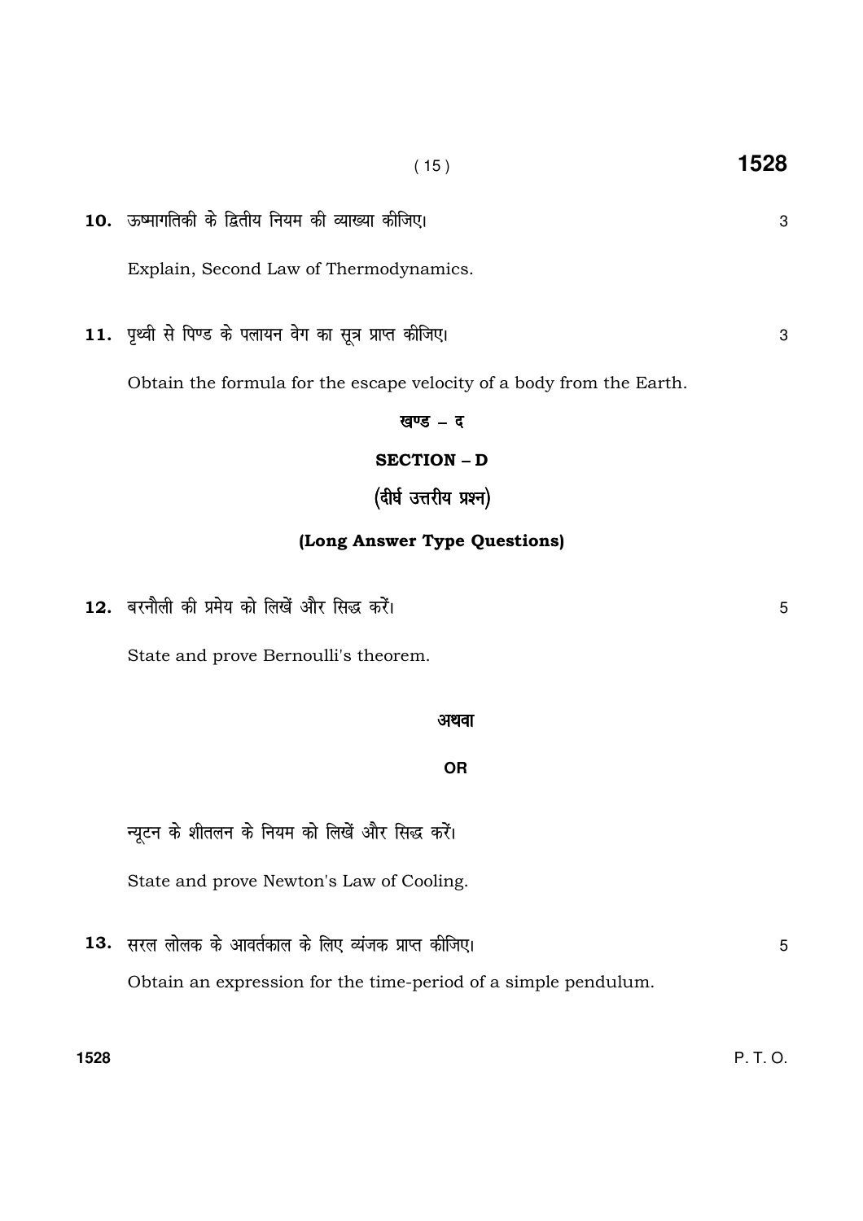**10.** ऊष्मागतिकी के द्वितीय नियम की व्याख्या कीजिए। 3

Explain, Second Law of Thermodynamics.

**11.** पृथ्वी से पिण्ड के पलायन वेग का सूत्र प्राप्त कीजिए। 3

Obtain the formula for the escape velocity of a body from the Earth.

## खण्ड – द

## SECTION – D

### (दीर्घ उत्तरीय प्रश्न)

### (Long Answer Type Questions)

**12.** बरनौली की प्रमेय को लिखें और सिद्ध करें। 5

State and prove Bernoulli's theorem.

अथवा

**OR**

न्यूटन के शीतलन के नियम को लिखें और सिद्ध करें।

State and prove Newton's Law of Cooling.

**13.** सरल लोलक के आवर्तकाल के लिए व्यंजक प्राप्त कीजिए। 5

Obtain an expression for the time-period of a simple pendulum.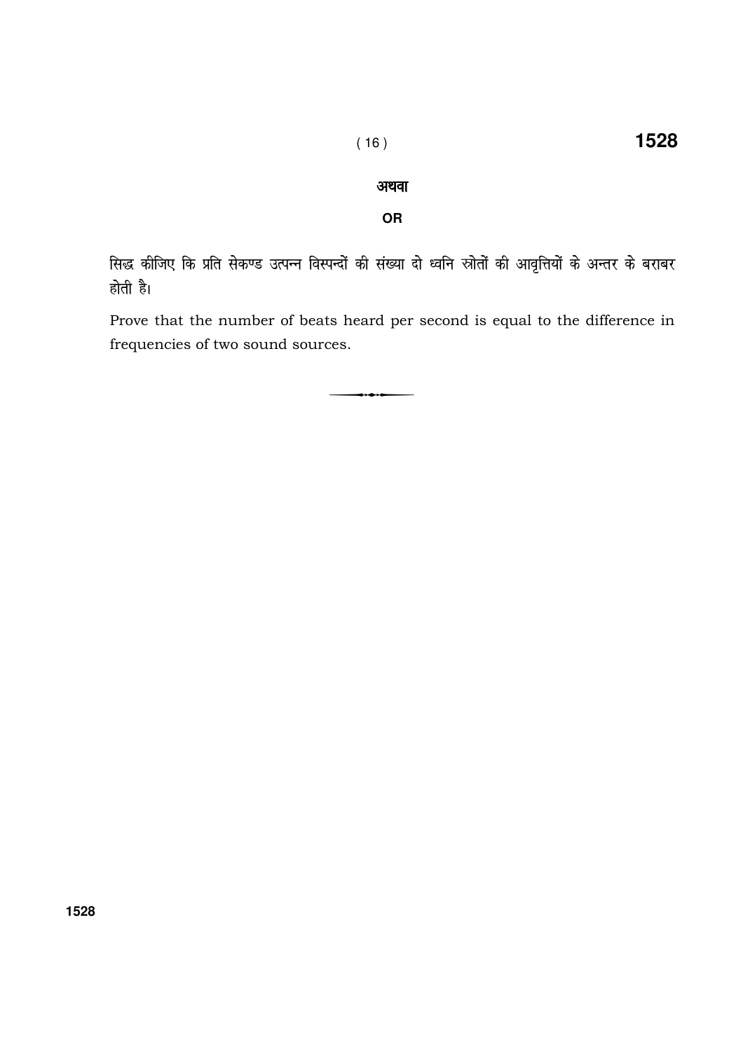अथवा

**OR**

सिद्ध कीजिए कि प्रति सेकण्ड उत्पन्न विस्पन्दों की संख्या दो ध्वनि स्रोतों की आवृत्तियों के अन्तर के बराबर होती है।

Prove that the number of beats heard per second is equal to the difference in frequencies of two sound sources.